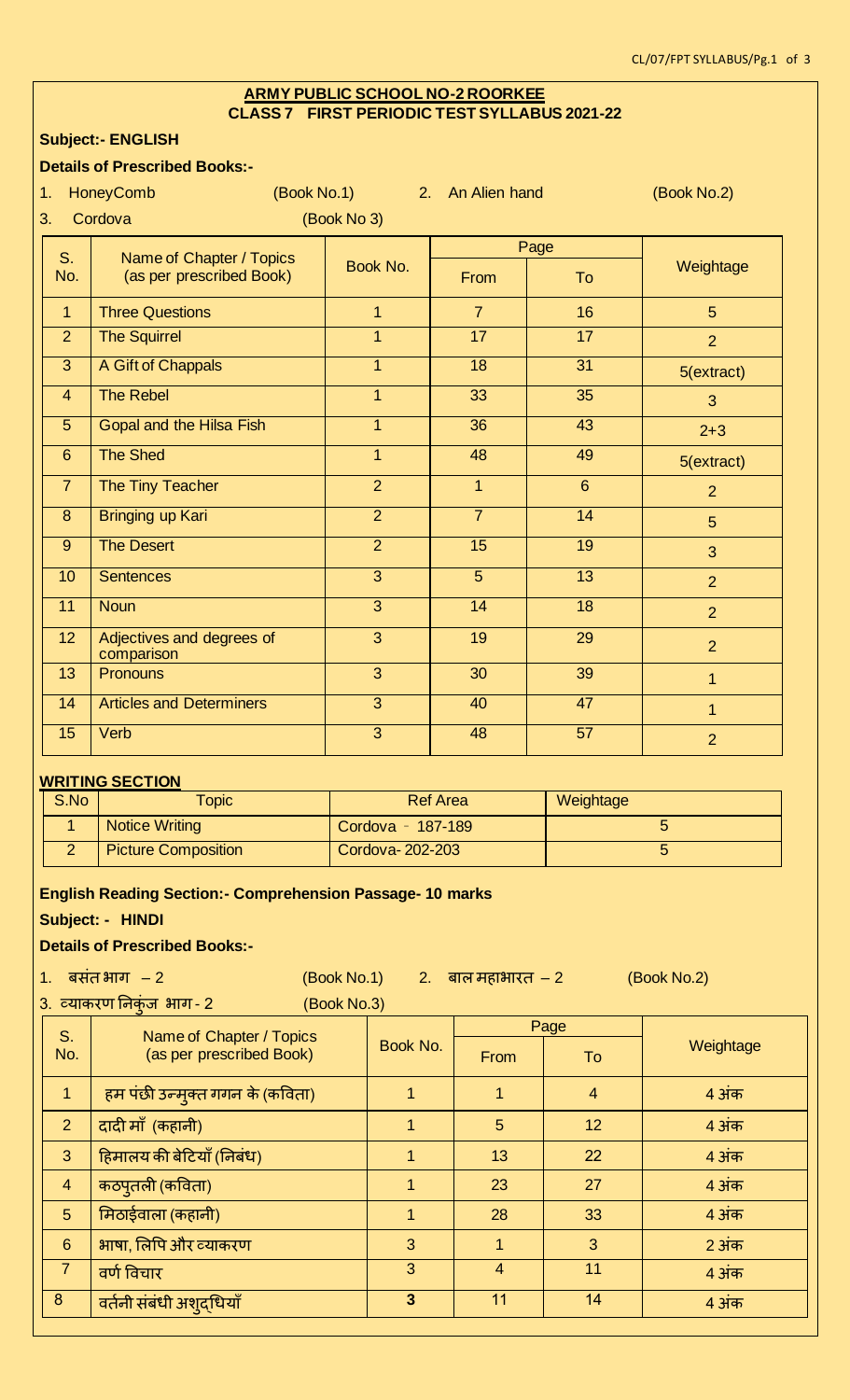## ARMY PUBLIC SCHOOL NO-2 ROORKEE
## CLASS 7 FIRST PERIODIC TEST SYLLABUS 2021-22

**Subject:- ENGLISH**

**Details of Prescribed Books:-**

1. HoneyComb (Book No.1) 2. An Alien hand (Book No.2)
3. Cordova (Book No 3)

| S. No. | Name of Chapter / Topics (as per prescribed Book) | Book No. | Page | | Weightage |
|---|---|---|---|---|---|
| | | | From | To | |
| 1 | Three Questions | 1 | 7 | 16 | 5 |
| 2 | The Squirrel | 1 | 17 | 17 | 2 |
| 3 | A Gift of Chappals | 1 | 18 | 31 | 5(extract) |
| 4 | The Rebel | 1 | 33 | 35 | 3 |
| 5 | Gopal and the Hilsa Fish | 1 | 36 | 43 | 2+3 |
| 6 | The Shed | 1 | 48 | 49 | 5(extract) |
| 7 | The Tiny Teacher | 2 | 1 | 6 | 2 |
| 8 | Bringing up Kari | 2 | 7 | 14 | 5 |
| 9 | The Desert | 2 | 15 | 19 | 3 |
| 10 | Sentences | 3 | 5 | 13 | 2 |
| 11 | Noun | 3 | 14 | 18 | 2 |
| 12 | Adjectives and degrees of comparison | 3 | 19 | 29 | 2 |
| 13 | Pronouns | 3 | 30 | 39 | 1 |
| 14 | Articles and Determiners | 3 | 40 | 47 | 1 |
| 15 | Verb | 3 | 48 | 57 | 2 |

**WRITING SECTION**

| S.No | Topic | Ref Area | Weightage |
|---|---|---|---|
| 1 | Notice Writing | Cordova - 187-189 | 5 |
| 2 | Picture Composition | Cordova- 202-203 | 5 |

**English Reading Section:- Comprehension Passage- 10 marks**

**Subject: - HINDI**

**Details of Prescribed Books:-**

1. बसंत भाग – 2 (Book No.1) 2. बाल महाभारत – 2 (Book No.2)
3. व्याकरण निकुंज भाग - 2 (Book No.3)

| S. No. | Name of Chapter / Topics (as per prescribed Book) | Book No. | Page | | Weightage |
|---|---|---|---|---|---|
| | | | From | To | |
| 1 | हम पंछी उन्मुक्त गगन के (कविता) | 1 | 1 | 4 | 4 अंक |
| 2 | दादी माँ (कहानी) | 1 | 5 | 12 | 4 अंक |
| 3 | हिमालय की बेटियाँ (निबंध) | 1 | 13 | 22 | 4 अंक |
| 4 | कठपुतली (कविता) | 1 | 23 | 27 | 4 अंक |
| 5 | मिठाईवाला (कहानी) | 1 | 28 | 33 | 4 अंक |
| 6 | भाषा, लिपि और व्याकरण | 3 | 1 | 3 | 2 अंक |
| 7 | वर्ण विचार | 3 | 4 | 11 | 4 अंक |
| 8 | वर्तनी संबंधी अशुद्धियाँ | 3 | 11 | 14 | 4 अंक |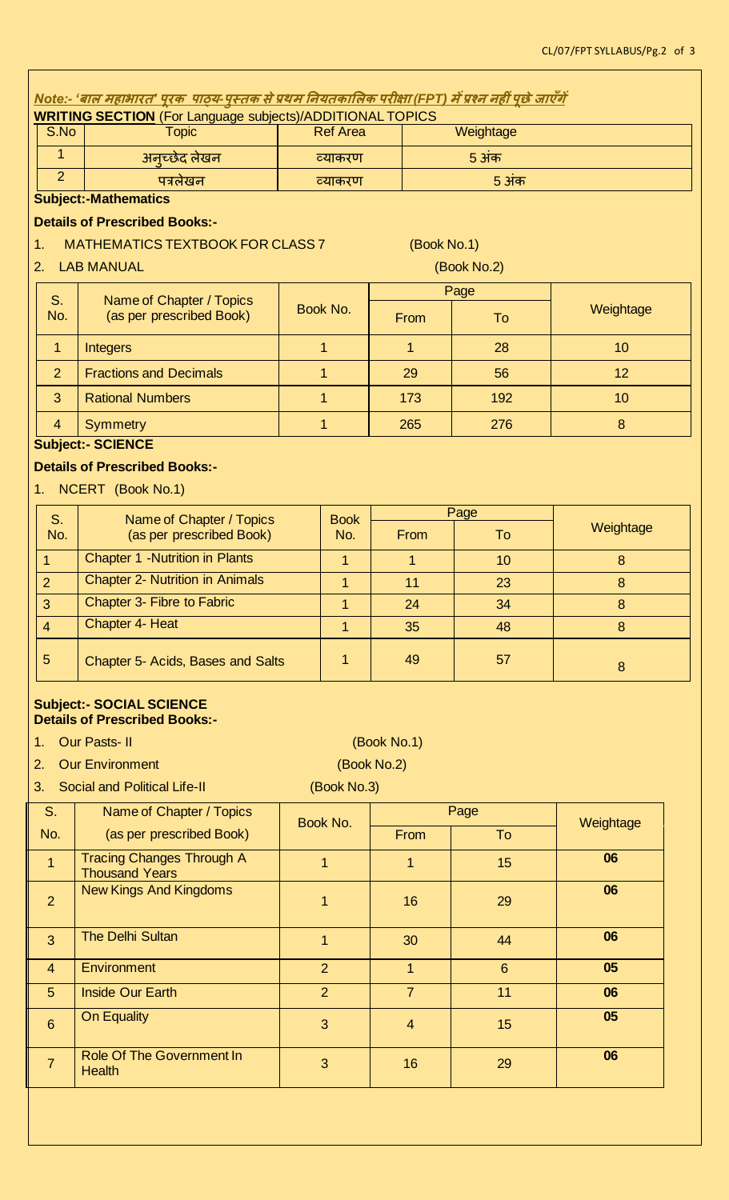***Note:- 'बाल महाभारत' पूरक पाठ्य-पुस्तक से प्रथम नियतकालिक परीक्षा (FPT) में प्रश्न नहीं पूछे जाएँगें***

**WRITING SECTION** (For Language subjects)/ADDITIONAL TOPICS

| S.No | Topic | Ref Area | Weightage |
|---|---|---|---|
| 1 | अनुच्छेद लेखन | व्याकरण | 5 अंक |
| 2 | पत्रलेखन | व्याकरण | 5 अंक |

**Subject:-Mathematics**

**Details of Prescribed Books:-**

1. MATHEMATICS TEXTBOOK FOR CLASS 7 (Book No.1)
2. LAB MANUAL (Book No.2)

| S. No. | Name of Chapter / Topics (as per prescribed Book) | Book No. | Page From | Page To | Weightage |
|---|---|---|---|---|---|
| 1 | Integers | 1 | 1 | 28 | 10 |
| 2 | Fractions and Decimals | 1 | 29 | 56 | 12 |
| 3 | Rational Numbers | 1 | 173 | 192 | 10 |
| 4 | Symmetry | 1 | 265 | 276 | 8 |

**Subject:- SCIENCE**

**Details of Prescribed Books:-**

1. NCERT (Book No.1)

| S. No. | Name of Chapter / Topics (as per prescribed Book) | Book No. | Page From | Page To | Weightage |
|---|---|---|---|---|---|
| 1 | Chapter 1 -Nutrition in Plants | 1 | 1 | 10 | 8 |
| 2 | Chapter 2- Nutrition in Animals | 1 | 11 | 23 | 8 |
| 3 | Chapter 3- Fibre to Fabric | 1 | 24 | 34 | 8 |
| 4 | Chapter 4- Heat | 1 | 35 | 48 | 8 |
| 5 | Chapter 5- Acids, Bases and Salts | 1 | 49 | 57 | 8 |

**Subject:- SOCIAL SCIENCE**

**Details of Prescribed Books:-**

1. Our Pasts- II (Book No.1)
2. Our Environment (Book No.2)
3. Social and Political Life-II (Book No.3)

| S. No. | Name of Chapter / Topics (as per prescribed Book) | Book No. | Page From | Page To | Weightage |
|---|---|---|---|---|---|
| 1 | Tracing Changes Through A Thousand Years | 1 | 1 | 15 | 06 |
| 2 | New Kings And Kingdoms | 1 | 16 | 29 | 06 |
| 3 | The Delhi Sultan | 1 | 30 | 44 | 06 |
| 4 | Environment | 2 | 1 | 6 | 05 |
| 5 | Inside Our Earth | 2 | 7 | 11 | 06 |
| 6 | On Equality | 3 | 4 | 15 | 05 |
| 7 | Role Of The Government In Health | 3 | 16 | 29 | 06 |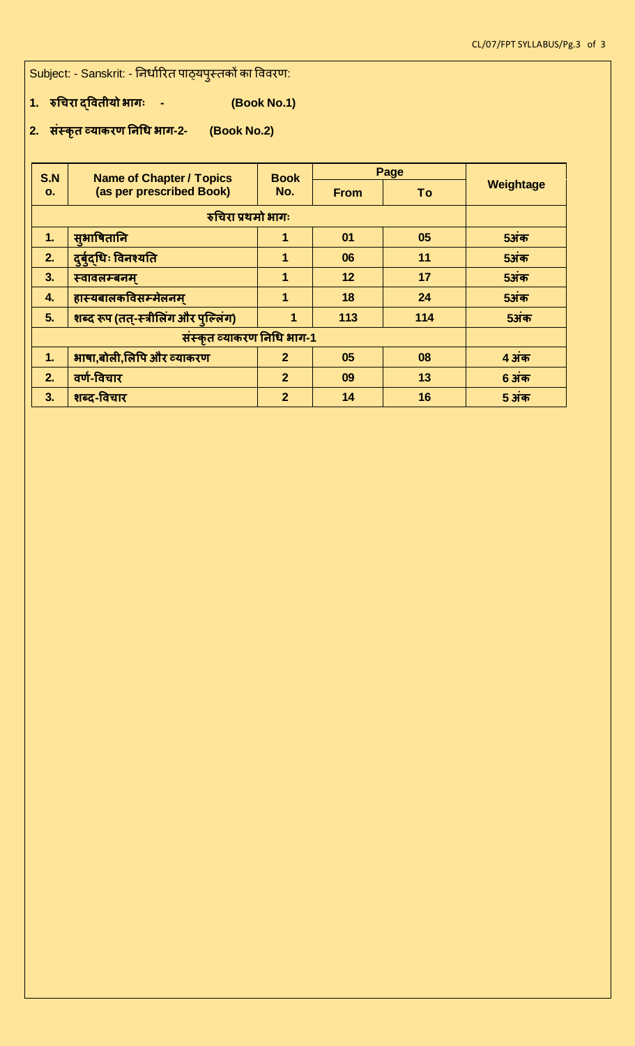Subject: - Sanskrit: - निर्धारित पाठ्यपुस्तकों का विवरण:

1. रुचिरा द्वितीयो भागः - (Book No.1)

2. संस्कृत व्याकरण निधि भाग-2- (Book No.2)

| S.No. | Name of Chapter / Topics (as per prescribed Book) | Book No. | Page | | Weightage |
|---|---|---|---|---|---|
| | | | From | To | |
| रुचिरा प्रथमो भागः | | | | | |
| 1. | सुभाषितानि | 1 | 01 | 05 | 5अंक |
| 2. | दुर्बुद्धिः विनश्यति | 1 | 06 | 11 | 5अंक |
| 3. | स्वावलम्बनम् | 1 | 12 | 17 | 5अंक |
| 4. | हास्यबालकविसम्मेलनम् | 1 | 18 | 24 | 5अंक |
| 5. | शब्द रूप (तत्-स्त्रीलिंग और पुल्लिंग) | 1 | 113 | 114 | 5अंक |
| संस्कृत व्याकरण निधि भाग-1 | | | | | |
| 1. | भाषा,बोली,लिपि और व्याकरण | 2 | 05 | 08 | 4 अंक |
| 2. | वर्ण-विचार | 2 | 09 | 13 | 6 अंक |
| 3. | शब्द-विचार | 2 | 14 | 16 | 5 अंक |